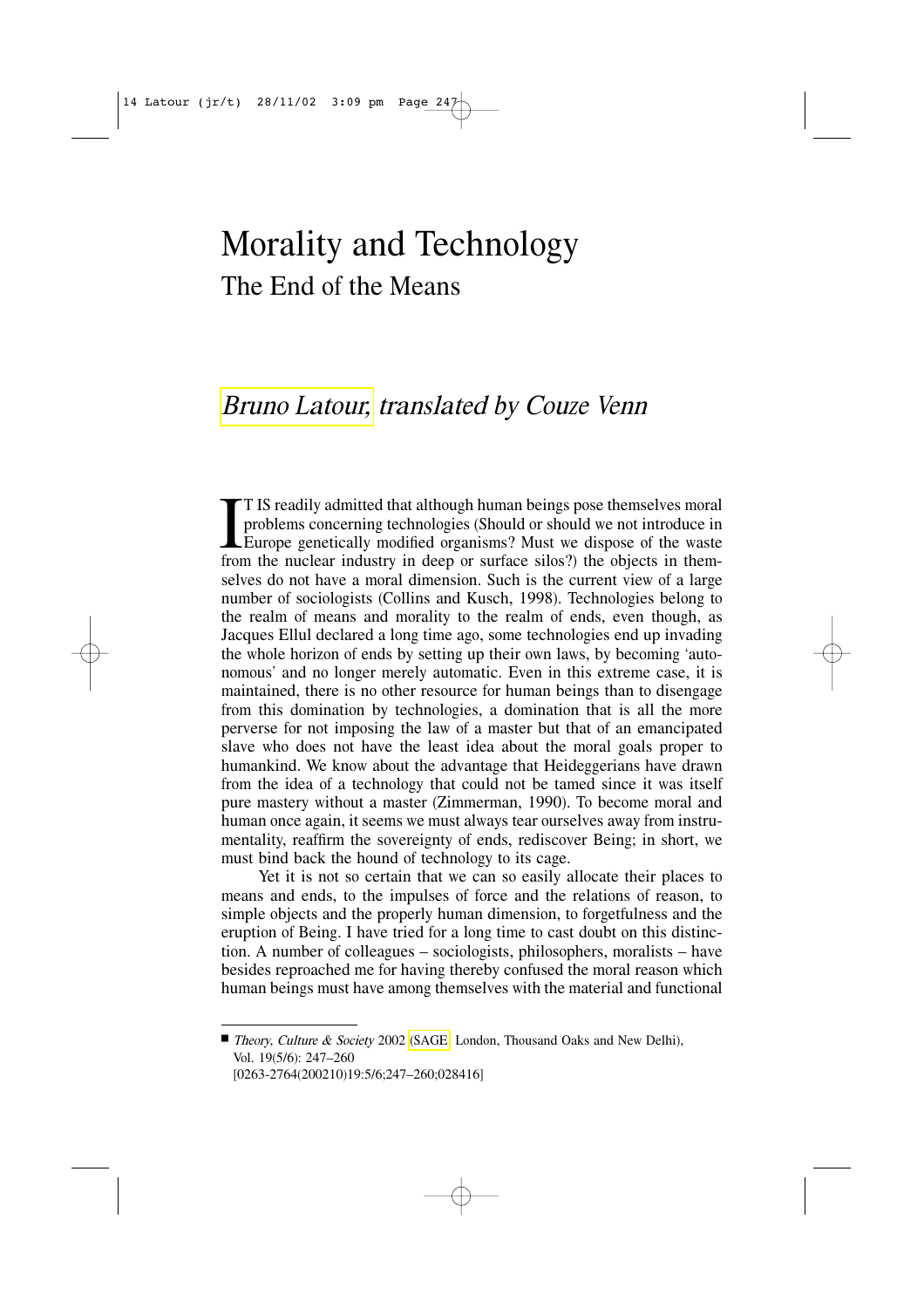# Morality and Technology

## The End of the Means

*Bruno Latour, translated by Couze Venn*

IT IS readily admitted that although human beings pose themselves moral problems concerning technologies (Should or should we not introduce in Europe genetically modified organisms? Must we dispose of the waste from the nuclear industry in deep or surface silos?) the objects in themselves do not have a moral dimension. Such is the current view of a large number of sociologists (Collins and Kusch, 1998). Technologies belong to the realm of means and morality to the realm of ends, even though, as Jacques Ellul declared a long time ago, some technologies end up invading the whole horizon of ends by setting up their own laws, by becoming 'autonomous' and no longer merely automatic. Even in this extreme case, it is maintained, there is no other resource for human beings than to disengage from this domination by technologies, a domination that is all the more perverse for not imposing the law of a master but that of an emancipated slave who does not have the least idea about the moral goals proper to humankind. We know about the advantage that Heideggerians have drawn from the idea of a technology that could not be tamed since it was itself pure mastery without a master (Zimmerman, 1990). To become moral and human once again, it seems we must always tear ourselves away from instrumentality, reaffirm the sovereignty of ends, rediscover Being; in short, we must bind back the hound of technology to its cage.

Yet it is not so certain that we can so easily allocate their places to means and ends, to the impulses of force and the relations of reason, to simple objects and the properly human dimension, to forgetfulness and the eruption of Being. I have tried for a long time to cast doubt on this distinction. A number of colleagues – sociologists, philosophers, moralists – have besides reproached me for having thereby confused the moral reason which human beings must have among themselves with the material and functional

---

■ *Theory, Culture & Society* 2002 (SAGE, London, Thousand Oaks and New Delhi), Vol. 19(5/6): 247–260
[0263-2764(200210)19:5/6;247–260;028416]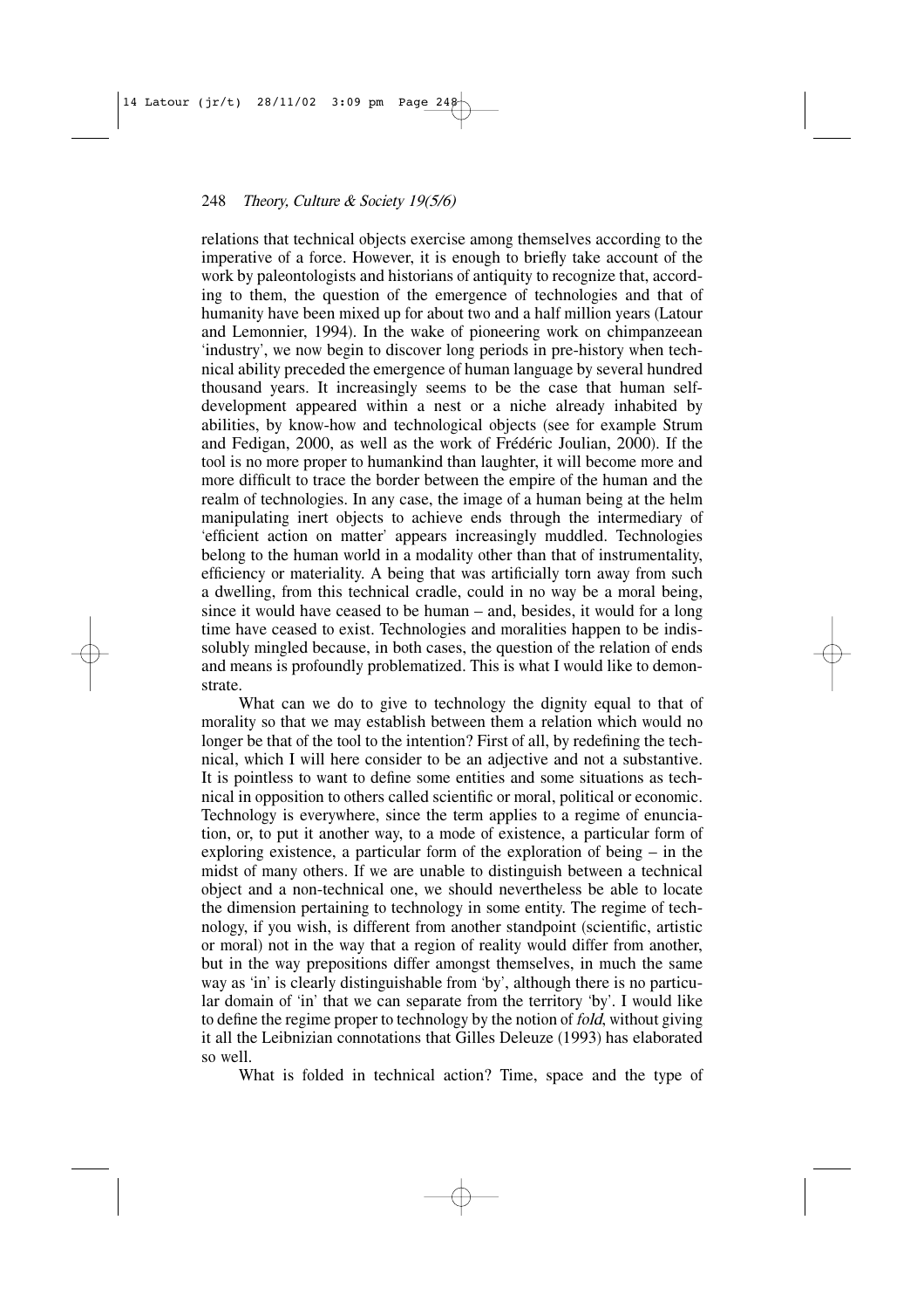relations that technical objects exercise among themselves according to the imperative of a force. However, it is enough to briefly take account of the work by paleontologists and historians of antiquity to recognize that, according to them, the question of the emergence of technologies and that of humanity have been mixed up for about two and a half million years (Latour and Lemonnier, 1994). In the wake of pioneering work on chimpanzeean 'industry', we now begin to discover long periods in pre-history when technical ability preceded the emergence of human language by several hundred thousand years. It increasingly seems to be the case that human self-development appeared within a nest or a niche already inhabited by abilities, by know-how and technological objects (see for example Strum and Fedigan, 2000, as well as the work of Frédéric Joulian, 2000). If the tool is no more proper to humankind than laughter, it will become more and more difficult to trace the border between the empire of the human and the realm of technologies. In any case, the image of a human being at the helm manipulating inert objects to achieve ends through the intermediary of 'efficient action on matter' appears increasingly muddled. Technologies belong to the human world in a modality other than that of instrumentality, efficiency or materiality. A being that was artificially torn away from such a dwelling, from this technical cradle, could in no way be a moral being, since it would have ceased to be human – and, besides, it would for a long time have ceased to exist. Technologies and moralities happen to be indissolubly mingled because, in both cases, the question of the relation of ends and means is profoundly problematized. This is what I would like to demonstrate.

What can we do to give to technology the dignity equal to that of morality so that we may establish between them a relation which would no longer be that of the tool to the intention? First of all, by redefining the technical, which I will here consider to be an adjective and not a substantive. It is pointless to want to define some entities and some situations as technical in opposition to others called scientific or moral, political or economic. Technology is everywhere, since the term applies to a regime of enunciation, or, to put it another way, to a mode of existence, a particular form of exploring existence, a particular form of the exploration of being – in the midst of many others. If we are unable to distinguish between a technical object and a non-technical one, we should nevertheless be able to locate the dimension pertaining to technology in some entity. The regime of technology, if you wish, is different from another standpoint (scientific, artistic or moral) not in the way that a region of reality would differ from another, but in the way prepositions differ amongst themselves, in much the same way as 'in' is clearly distinguishable from 'by', although there is no particular domain of 'in' that we can separate from the territory 'by'. I would like to define the regime proper to technology by the notion of *fold*, without giving it all the Leibnizian connotations that Gilles Deleuze (1993) has elaborated so well.

What is folded in technical action? Time, space and the type of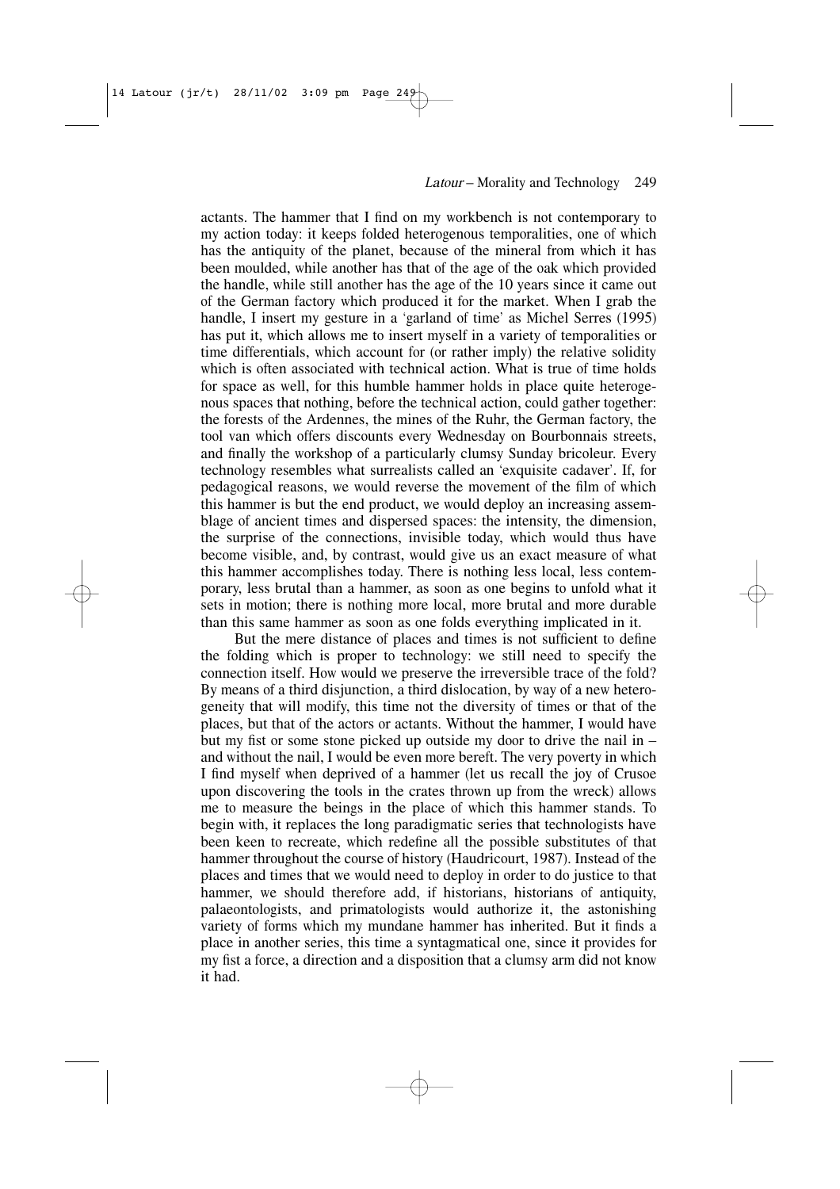actants. The hammer that I find on my workbench is not contemporary to my action today: it keeps folded heterogenous temporalities, one of which has the antiquity of the planet, because of the mineral from which it has been moulded, while another has that of the age of the oak which provided the handle, while still another has the age of the 10 years since it came out of the German factory which produced it for the market. When I grab the handle, I insert my gesture in a 'garland of time' as Michel Serres (1995) has put it, which allows me to insert myself in a variety of temporalities or time differentials, which account for (or rather imply) the relative solidity which is often associated with technical action. What is true of time holds for space as well, for this humble hammer holds in place quite heterogenous spaces that nothing, before the technical action, could gather together: the forests of the Ardennes, the mines of the Ruhr, the German factory, the tool van which offers discounts every Wednesday on Bourbonnais streets, and finally the workshop of a particularly clumsy Sunday bricoleur. Every technology resembles what surrealists called an 'exquisite cadaver'. If, for pedagogical reasons, we would reverse the movement of the film of which this hammer is but the end product, we would deploy an increasing assemblage of ancient times and dispersed spaces: the intensity, the dimension, the surprise of the connections, invisible today, which would thus have become visible, and, by contrast, would give us an exact measure of what this hammer accomplishes today. There is nothing less local, less contemporary, less brutal than a hammer, as soon as one begins to unfold what it sets in motion; there is nothing more local, more brutal and more durable than this same hammer as soon as one folds everything implicated in it.

But the mere distance of places and times is not sufficient to define the folding which is proper to technology: we still need to specify the connection itself. How would we preserve the irreversible trace of the fold? By means of a third disjunction, a third dislocation, by way of a new heterogeneity that will modify, this time not the diversity of times or that of the places, but that of the actors or actants. Without the hammer, I would have but my fist or some stone picked up outside my door to drive the nail in – and without the nail, I would be even more bereft. The very poverty in which I find myself when deprived of a hammer (let us recall the joy of Crusoe upon discovering the tools in the crates thrown up from the wreck) allows me to measure the beings in the place of which this hammer stands. To begin with, it replaces the long paradigmatic series that technologists have been keen to recreate, which redefine all the possible substitutes of that hammer throughout the course of history (Haudricourt, 1987). Instead of the places and times that we would need to deploy in order to do justice to that hammer, we should therefore add, if historians, historians of antiquity, palaeontologists, and primatologists would authorize it, the astonishing variety of forms which my mundane hammer has inherited. But it finds a place in another series, this time a syntagmatical one, since it provides for my fist a force, a direction and a disposition that a clumsy arm did not know it had.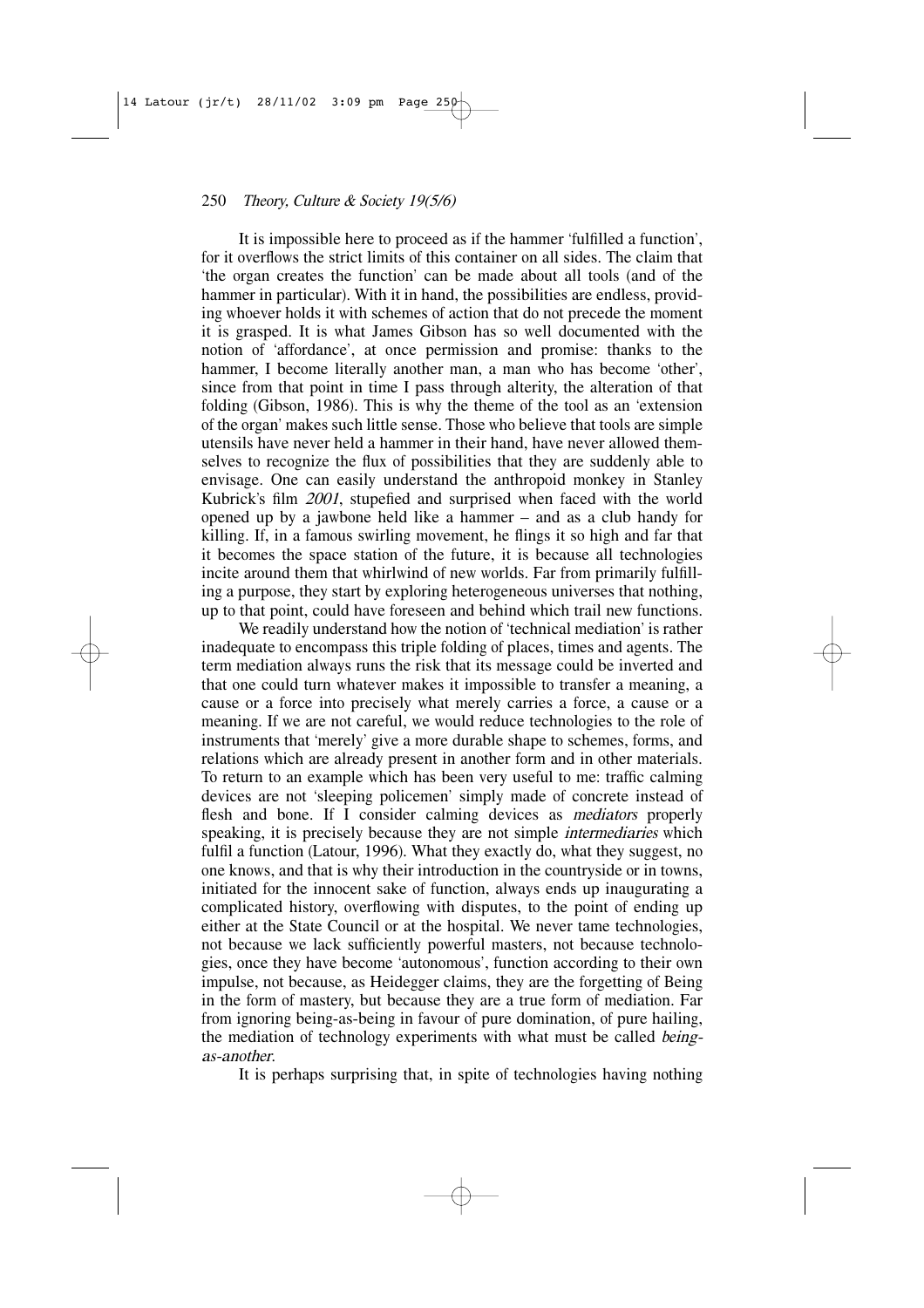It is impossible here to proceed as if the hammer 'fulfilled a function', for it overflows the strict limits of this container on all sides. The claim that 'the organ creates the function' can be made about all tools (and of the hammer in particular). With it in hand, the possibilities are endless, providing whoever holds it with schemes of action that do not precede the moment it is grasped. It is what James Gibson has so well documented with the notion of 'affordance', at once permission and promise: thanks to the hammer, I become literally another man, a man who has become 'other', since from that point in time I pass through alterity, the alteration of that folding (Gibson, 1986). This is why the theme of the tool as an 'extension of the organ' makes such little sense. Those who believe that tools are simple utensils have never held a hammer in their hand, have never allowed themselves to recognize the flux of possibilities that they are suddenly able to envisage. One can easily understand the anthropoid monkey in Stanley Kubrick's film *2001*, stupefied and surprised when faced with the world opened up by a jawbone held like a hammer – and as a club handy for killing. If, in a famous swirling movement, he flings it so high and far that it becomes the space station of the future, it is because all technologies incite around them that whirlwind of new worlds. Far from primarily fulfilling a purpose, they start by exploring heterogeneous universes that nothing, up to that point, could have foreseen and behind which trail new functions.

We readily understand how the notion of 'technical mediation' is rather inadequate to encompass this triple folding of places, times and agents. The term mediation always runs the risk that its message could be inverted and that one could turn whatever makes it impossible to transfer a meaning, a cause or a force into precisely what merely carries a force, a cause or a meaning. If we are not careful, we would reduce technologies to the role of instruments that 'merely' give a more durable shape to schemes, forms, and relations which are already present in another form and in other materials. To return to an example which has been very useful to me: traffic calming devices are not 'sleeping policemen' simply made of concrete instead of flesh and bone. If I consider calming devices as *mediators* properly speaking, it is precisely because they are not simple *intermediaries* which fulfil a function (Latour, 1996). What they exactly do, what they suggest, no one knows, and that is why their introduction in the countryside or in towns, initiated for the innocent sake of function, always ends up inaugurating a complicated history, overflowing with disputes, to the point of ending up either at the State Council or at the hospital. We never tame technologies, not because we lack sufficiently powerful masters, not because technologies, once they have become 'autonomous', function according to their own impulse, not because, as Heidegger claims, they are the forgetting of Being in the form of mastery, but because they are a true form of mediation. Far from ignoring being-as-being in favour of pure domination, of pure hailing, the mediation of technology experiments with what must be called *being-as-another*.

It is perhaps surprising that, in spite of technologies having nothing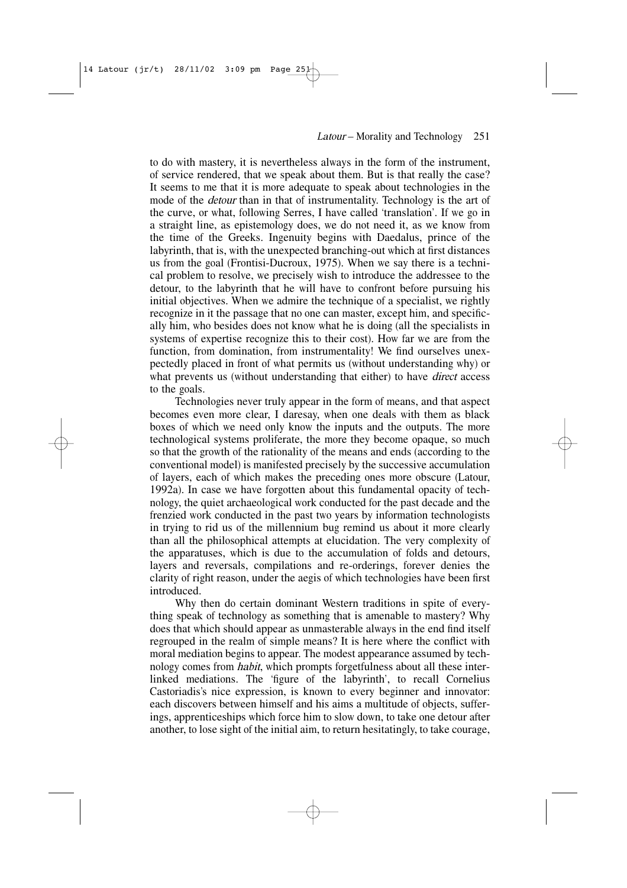to do with mastery, it is nevertheless always in the form of the instrument, of service rendered, that we speak about them. But is that really the case? It seems to me that it is more adequate to speak about technologies in the mode of the *detour* than in that of instrumentality. Technology is the art of the curve, or what, following Serres, I have called 'translation'. If we go in a straight line, as epistemology does, we do not need it, as we know from the time of the Greeks. Ingenuity begins with Daedalus, prince of the labyrinth, that is, with the unexpected branching-out which at first distances us from the goal (Frontisi-Ducroux, 1975). When we say there is a technical problem to resolve, we precisely wish to introduce the addressee to the detour, to the labyrinth that he will have to confront before pursuing his initial objectives. When we admire the technique of a specialist, we rightly recognize in it the passage that no one can master, except him, and specifically him, who besides does not know what he is doing (all the specialists in systems of expertise recognize this to their cost). How far we are from the function, from domination, from instrumentality! We find ourselves unexpectedly placed in front of what permits us (without understanding why) or what prevents us (without understanding that either) to have *direct* access to the goals.

Technologies never truly appear in the form of means, and that aspect becomes even more clear, I daresay, when one deals with them as black boxes of which we need only know the inputs and the outputs. The more technological systems proliferate, the more they become opaque, so much so that the growth of the rationality of the means and ends (according to the conventional model) is manifested precisely by the successive accumulation of layers, each of which makes the preceding ones more obscure (Latour, 1992a). In case we have forgotten about this fundamental opacity of technology, the quiet archaeological work conducted for the past decade and the frenzied work conducted in the past two years by information technologists in trying to rid us of the millennium bug remind us about it more clearly than all the philosophical attempts at elucidation. The very complexity of the apparatuses, which is due to the accumulation of folds and detours, layers and reversals, compilations and re-orderings, forever denies the clarity of right reason, under the aegis of which technologies have been first introduced.

Why then do certain dominant Western traditions in spite of everything speak of technology as something that is amenable to mastery? Why does that which should appear as unmasterable always in the end find itself regrouped in the realm of simple means? It is here where the conflict with moral mediation begins to appear. The modest appearance assumed by technology comes from *habit*, which prompts forgetfulness about all these interlinked mediations. The 'figure of the labyrinth', to recall Cornelius Castoriadis's nice expression, is known to every beginner and innovator: each discovers between himself and his aims a multitude of objects, sufferings, apprenticeships which force him to slow down, to take one detour after another, to lose sight of the initial aim, to return hesitatingly, to take courage,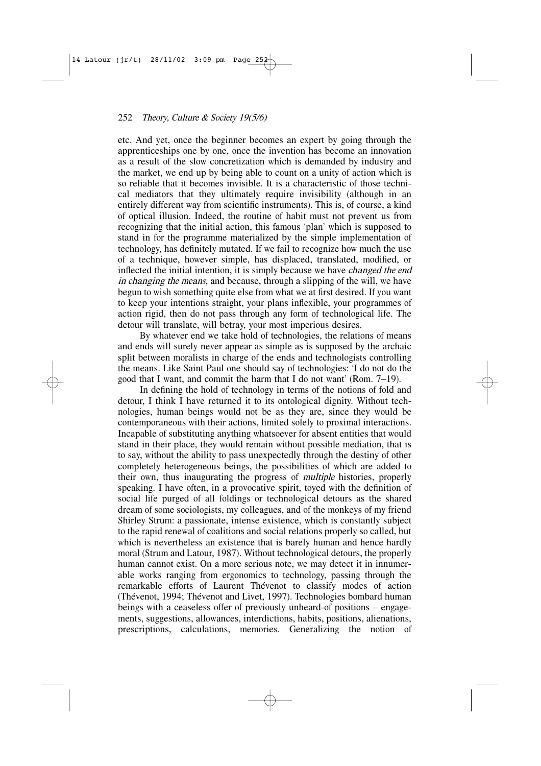etc. And yet, once the beginner becomes an expert by going through the apprenticeships one by one, once the invention has become an innovation as a result of the slow concretization which is demanded by industry and the market, we end up by being able to count on a unity of action which is so reliable that it becomes invisible. It is a characteristic of those technical mediators that they ultimately require invisibility (although in an entirely different way from scientific instruments). This is, of course, a kind of optical illusion. Indeed, the routine of habit must not prevent us from recognizing that the initial action, this famous 'plan' which is supposed to stand in for the programme materialized by the simple implementation of technology, has definitely mutated. If we fail to recognize how much the use of a technique, however simple, has displaced, translated, modified, or inflected the initial intention, it is simply because we have *changed the end in changing the means*, and because, through a slipping of the will, we have begun to wish something quite else from what we at first desired. If you want to keep your intentions straight, your plans inflexible, your programmes of action rigid, then do not pass through any form of technological life. The detour will translate, will betray, your most imperious desires.

By whatever end we take hold of technologies, the relations of means and ends will surely never appear as simple as is supposed by the archaic split between moralists in charge of the ends and technologists controlling the means. Like Saint Paul one should say of technologies: 'I do not do the good that I want, and commit the harm that I do not want' (Rom. 7–19).

In defining the hold of technology in terms of the notions of fold and detour, I think I have returned it to its ontological dignity. Without technologies, human beings would not be as they are, since they would be contemporaneous with their actions, limited solely to proximal interactions. Incapable of substituting anything whatsoever for absent entities that would stand in their place, they would remain without possible mediation, that is to say, without the ability to pass unexpectedly through the destiny of other completely heterogeneous beings, the possibilities of which are added to their own, thus inaugurating the progress of *multiple* histories, properly speaking. I have often, in a provocative spirit, toyed with the definition of social life purged of all foldings or technological detours as the shared dream of some sociologists, my colleagues, and of the monkeys of my friend Shirley Strum: a passionate, intense existence, which is constantly subject to the rapid renewal of coalitions and social relations properly so called, but which is nevertheless an existence that is barely human and hence hardly moral (Strum and Latour, 1987). Without technological detours, the properly human cannot exist. On a more serious note, we may detect it in innumerable works ranging from ergonomics to technology, passing through the remarkable efforts of Laurent Thévenot to classify modes of action (Thévenot, 1994; Thévenot and Livet, 1997). Technologies bombard human beings with a ceaseless offer of previously unheard-of positions – engagements, suggestions, allowances, interdictions, habits, positions, alienations, prescriptions, calculations, memories. Generalizing the notion of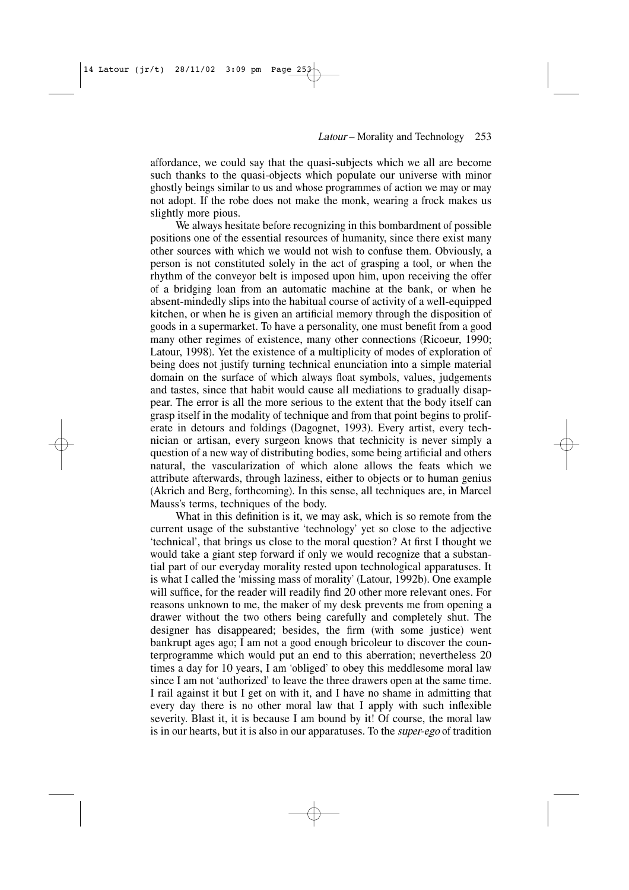affordance, we could say that the quasi-subjects which we all are become such thanks to the quasi-objects which populate our universe with minor ghostly beings similar to us and whose programmes of action we may or may not adopt. If the robe does not make the monk, wearing a frock makes us slightly more pious.

We always hesitate before recognizing in this bombardment of possible positions one of the essential resources of humanity, since there exist many other sources with which we would not wish to confuse them. Obviously, a person is not constituted solely in the act of grasping a tool, or when the rhythm of the conveyor belt is imposed upon him, upon receiving the offer of a bridging loan from an automatic machine at the bank, or when he absent-mindedly slips into the habitual course of activity of a well-equipped kitchen, or when he is given an artificial memory through the disposition of goods in a supermarket. To have a personality, one must benefit from a good many other regimes of existence, many other connections (Ricoeur, 1990; Latour, 1998). Yet the existence of a multiplicity of modes of exploration of being does not justify turning technical enunciation into a simple material domain on the surface of which always float symbols, values, judgements and tastes, since that habit would cause all mediations to gradually disappear. The error is all the more serious to the extent that the body itself can grasp itself in the modality of technique and from that point begins to proliferate in detours and foldings (Dagognet, 1993). Every artist, every technician or artisan, every surgeon knows that technicity is never simply a question of a new way of distributing bodies, some being artificial and others natural, the vascularization of which alone allows the feats which we attribute afterwards, through laziness, either to objects or to human genius (Akrich and Berg, forthcoming). In this sense, all techniques are, in Marcel Mauss's terms, techniques of the body.

What in this definition is it, we may ask, which is so remote from the current usage of the substantive 'technology' yet so close to the adjective 'technical', that brings us close to the moral question? At first I thought we would take a giant step forward if only we would recognize that a substantial part of our everyday morality rested upon technological apparatuses. It is what I called the 'missing mass of morality' (Latour, 1992b). One example will suffice, for the reader will readily find 20 other more relevant ones. For reasons unknown to me, the maker of my desk prevents me from opening a drawer without the two others being carefully and completely shut. The designer has disappeared; besides, the firm (with some justice) went bankrupt ages ago; I am not a good enough bricoleur to discover the counterprogramme which would put an end to this aberration; nevertheless 20 times a day for 10 years, I am 'obliged' to obey this meddlesome moral law since I am not 'authorized' to leave the three drawers open at the same time. I rail against it but I get on with it, and I have no shame in admitting that every day there is no other moral law that I apply with such inflexible severity. Blast it, it is because I am bound by it! Of course, the moral law is in our hearts, but it is also in our apparatuses. To the *super-ego* of tradition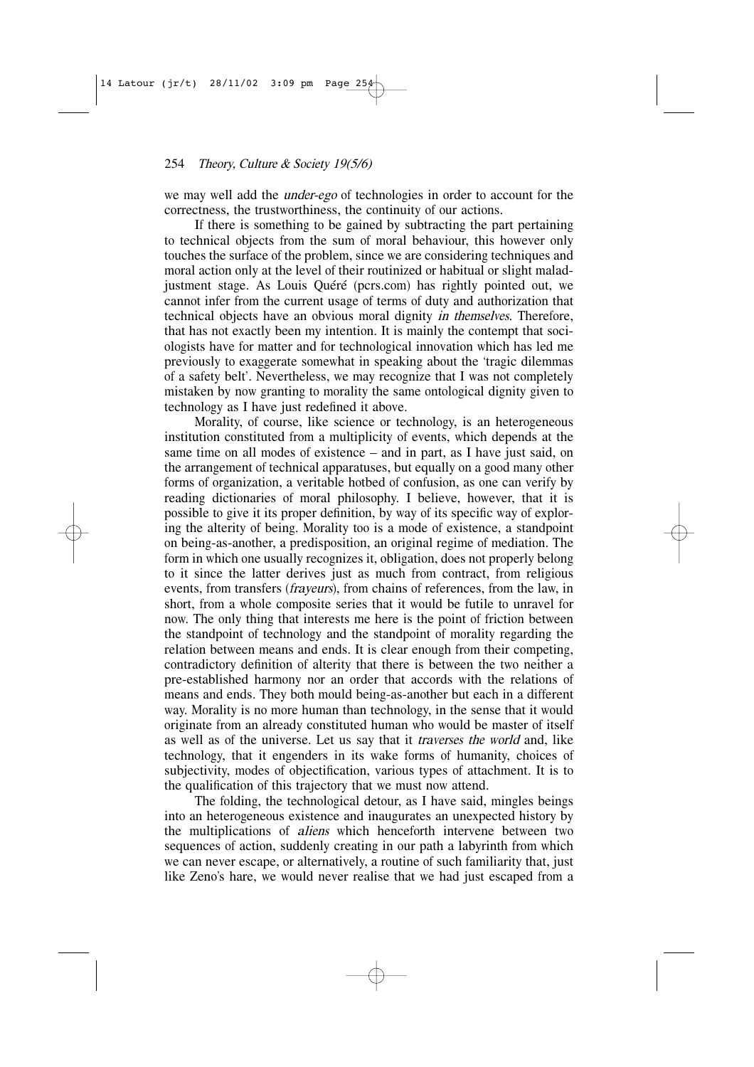we may well add the *under-ego* of technologies in order to account for the correctness, the trustworthiness, the continuity of our actions.

If there is something to be gained by subtracting the part pertaining to technical objects from the sum of moral behaviour, this however only touches the surface of the problem, since we are considering techniques and moral action only at the level of their routinized or habitual or slight maladjustment stage. As Louis Quéré (pcrs.com) has rightly pointed out, we cannot infer from the current usage of terms of duty and authorization that technical objects have an obvious moral dignity *in themselves*. Therefore, that has not exactly been my intention. It is mainly the contempt that sociologists have for matter and for technological innovation which has led me previously to exaggerate somewhat in speaking about the 'tragic dilemmas of a safety belt'. Nevertheless, we may recognize that I was not completely mistaken by now granting to morality the same ontological dignity given to technology as I have just redefined it above.

Morality, of course, like science or technology, is an heterogeneous institution constituted from a multiplicity of events, which depends at the same time on all modes of existence – and in part, as I have just said, on the arrangement of technical apparatuses, but equally on a good many other forms of organization, a veritable hotbed of confusion, as one can verify by reading dictionaries of moral philosophy. I believe, however, that it is possible to give it its proper definition, by way of its specific way of exploring the alterity of being. Morality too is a mode of existence, a standpoint on being-as-another, a predisposition, an original regime of mediation. The form in which one usually recognizes it, obligation, does not properly belong to it since the latter derives just as much from contract, from religious events, from transfers (*frayeurs*), from chains of references, from the law, in short, from a whole composite series that it would be futile to unravel for now. The only thing that interests me here is the point of friction between the standpoint of technology and the standpoint of morality regarding the relation between means and ends. It is clear enough from their competing, contradictory definition of alterity that there is between the two neither a pre-established harmony nor an order that accords with the relations of means and ends. They both mould being-as-another but each in a different way. Morality is no more human than technology, in the sense that it would originate from an already constituted human who would be master of itself as well as of the universe. Let us say that it *traverses the world* and, like technology, that it engenders in its wake forms of humanity, choices of subjectivity, modes of objectification, various types of attachment. It is to the qualification of this trajectory that we must now attend.

The folding, the technological detour, as I have said, mingles beings into an heterogeneous existence and inaugurates an unexpected history by the multiplications of *aliens* which henceforth intervene between two sequences of action, suddenly creating in our path a labyrinth from which we can never escape, or alternatively, a routine of such familiarity that, just like Zeno's hare, we would never realise that we had just escaped from a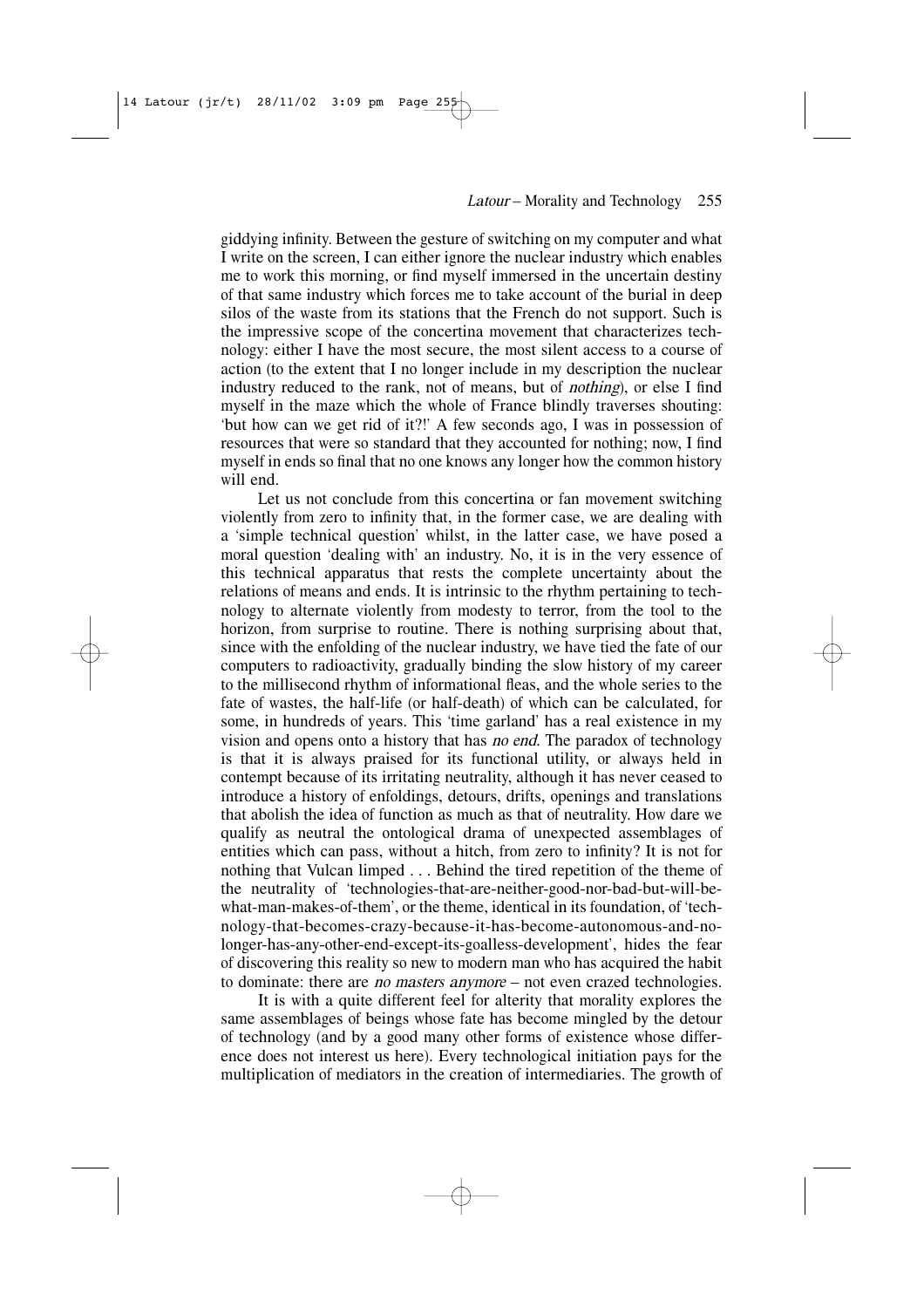giddying infinity. Between the gesture of switching on my computer and what I write on the screen, I can either ignore the nuclear industry which enables me to work this morning, or find myself immersed in the uncertain destiny of that same industry which forces me to take account of the burial in deep silos of the waste from its stations that the French do not support. Such is the impressive scope of the concertina movement that characterizes technology: either I have the most secure, the most silent access to a course of action (to the extent that I no longer include in my description the nuclear industry reduced to the rank, not of means, but of *nothing*), or else I find myself in the maze which the whole of France blindly traverses shouting: 'but how can we get rid of it?!' A few seconds ago, I was in possession of resources that were so standard that they accounted for nothing; now, I find myself in ends so final that no one knows any longer how the common history will end.

Let us not conclude from this concertina or fan movement switching violently from zero to infinity that, in the former case, we are dealing with a 'simple technical question' whilst, in the latter case, we have posed a moral question 'dealing with' an industry. No, it is in the very essence of this technical apparatus that rests the complete uncertainty about the relations of means and ends. It is intrinsic to the rhythm pertaining to technology to alternate violently from modesty to terror, from the tool to the horizon, from surprise to routine. There is nothing surprising about that, since with the enfolding of the nuclear industry, we have tied the fate of our computers to radioactivity, gradually binding the slow history of my career to the millisecond rhythm of informational fleas, and the whole series to the fate of wastes, the half-life (or half-death) of which can be calculated, for some, in hundreds of years. This 'time garland' has a real existence in my vision and opens onto a history that has *no end*. The paradox of technology is that it is always praised for its functional utility, or always held in contempt because of its irritating neutrality, although it has never ceased to introduce a history of enfoldings, detours, drifts, openings and translations that abolish the idea of function as much as that of neutrality. How dare we qualify as neutral the ontological drama of unexpected assemblages of entities which can pass, without a hitch, from zero to infinity? It is not for nothing that Vulcan limped . . . Behind the tired repetition of the theme of the neutrality of 'technologies-that-are-neither-good-nor-bad-but-will-be-what-man-makes-of-them', or the theme, identical in its foundation, of 'technology-that-becomes-crazy-because-it-has-become-autonomous-and-no-longer-has-any-other-end-except-its-goalless-development', hides the fear of discovering this reality so new to modern man who has acquired the habit to dominate: there are *no masters anymore* – not even crazed technologies.

It is with a quite different feel for alterity that morality explores the same assemblages of beings whose fate has become mingled by the detour of technology (and by a good many other forms of existence whose difference does not interest us here). Every technological initiation pays for the multiplication of mediators in the creation of intermediaries. The growth of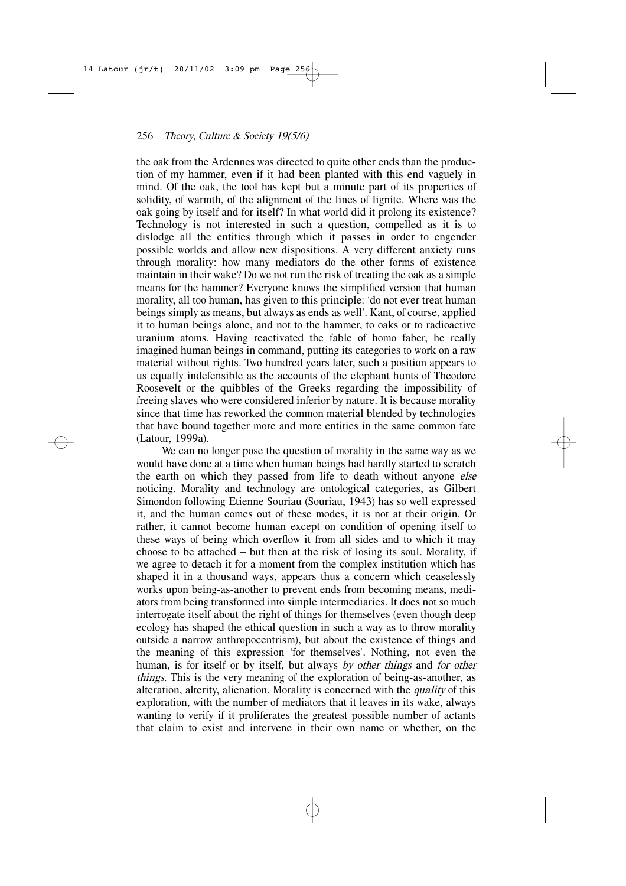the oak from the Ardennes was directed to quite other ends than the production of my hammer, even if it had been planted with this end vaguely in mind. Of the oak, the tool has kept but a minute part of its properties of solidity, of warmth, of the alignment of the lines of lignite. Where was the oak going by itself and for itself? In what world did it prolong its existence? Technology is not interested in such a question, compelled as it is to dislodge all the entities through which it passes in order to engender possible worlds and allow new dispositions. A very different anxiety runs through morality: how many mediators do the other forms of existence maintain in their wake? Do we not run the risk of treating the oak as a simple means for the hammer? Everyone knows the simplified version that human morality, all too human, has given to this principle: 'do not ever treat human beings simply as means, but always as ends as well'. Kant, of course, applied it to human beings alone, and not to the hammer, to oaks or to radioactive uranium atoms. Having reactivated the fable of homo faber, he really imagined human beings in command, putting its categories to work on a raw material without rights. Two hundred years later, such a position appears to us equally indefensible as the accounts of the elephant hunts of Theodore Roosevelt or the quibbles of the Greeks regarding the impossibility of freeing slaves who were considered inferior by nature. It is because morality since that time has reworked the common material blended by technologies that have bound together more and more entities in the same common fate (Latour, 1999a).

We can no longer pose the question of morality in the same way as we would have done at a time when human beings had hardly started to scratch the earth on which they passed from life to death without anyone *else* noticing. Morality and technology are ontological categories, as Gilbert Simondon following Etienne Souriau (Souriau, 1943) has so well expressed it, and the human comes out of these modes, it is not at their origin. Or rather, it cannot become human except on condition of opening itself to these ways of being which overflow it from all sides and to which it may choose to be attached – but then at the risk of losing its soul. Morality, if we agree to detach it for a moment from the complex institution which has shaped it in a thousand ways, appears thus a concern which ceaselessly works upon being-as-another to prevent ends from becoming means, mediators from being transformed into simple intermediaries. It does not so much interrogate itself about the right of things for themselves (even though deep ecology has shaped the ethical question in such a way as to throw morality outside a narrow anthropocentrism), but about the existence of things and the meaning of this expression 'for themselves'. Nothing, not even the human, is for itself or by itself, but always *by other things* and *for other things*. This is the very meaning of the exploration of being-as-another, as alteration, alterity, alienation. Morality is concerned with the *quality* of this exploration, with the number of mediators that it leaves in its wake, always wanting to verify if it proliferates the greatest possible number of actants that claim to exist and intervene in their own name or whether, on the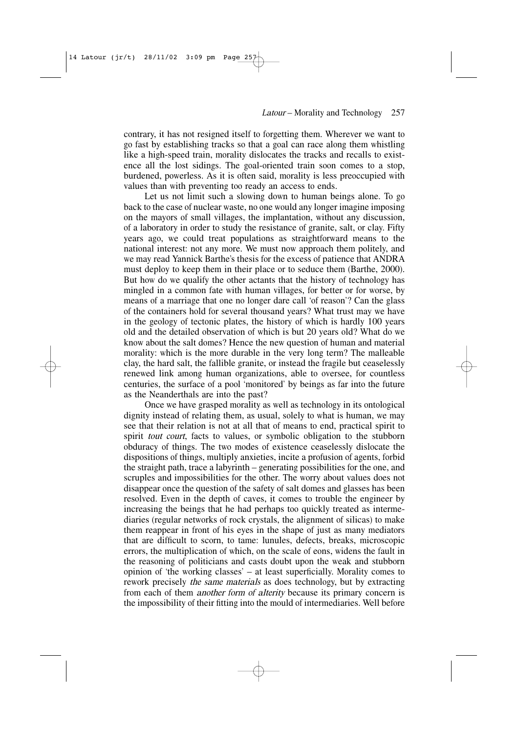contrary, it has not resigned itself to forgetting them. Wherever we want to go fast by establishing tracks so that a goal can race along them whistling like a high-speed train, morality dislocates the tracks and recalls to existence all the lost sidings. The goal-oriented train soon comes to a stop, burdened, powerless. As it is often said, morality is less preoccupied with values than with preventing too ready an access to ends.

Let us not limit such a slowing down to human beings alone. To go back to the case of nuclear waste, no one would any longer imagine imposing on the mayors of small villages, the implantation, without any discussion, of a laboratory in order to study the resistance of granite, salt, or clay. Fifty years ago, we could treat populations as straightforward means to the national interest: not any more. We must now approach them politely, and we may read Yannick Barthe's thesis for the excess of patience that ANDRA must deploy to keep them in their place or to seduce them (Barthe, 2000). But how do we qualify the other actants that the history of technology has mingled in a common fate with human villages, for better or for worse, by means of a marriage that one no longer dare call 'of reason'? Can the glass of the containers hold for several thousand years? What trust may we have in the geology of tectonic plates, the history of which is hardly 100 years old and the detailed observation of which is but 20 years old? What do we know about the salt domes? Hence the new question of human and material morality: which is the more durable in the very long term? The malleable clay, the hard salt, the fallible granite, or instead the fragile but ceaselessly renewed link among human organizations, able to oversee, for countless centuries, the surface of a pool 'monitored' by beings as far into the future as the Neanderthals are into the past?

Once we have grasped morality as well as technology in its ontological dignity instead of relating them, as usual, solely to what is human, we may see that their relation is not at all that of means to end, practical spirit to spirit *tout court*, facts to values, or symbolic obligation to the stubborn obduracy of things. The two modes of existence ceaselessly dislocate the dispositions of things, multiply anxieties, incite a profusion of agents, forbid the straight path, trace a labyrinth – generating possibilities for the one, and scruples and impossibilities for the other. The worry about values does not disappear once the question of the safety of salt domes and glasses has been resolved. Even in the depth of caves, it comes to trouble the engineer by increasing the beings that he had perhaps too quickly treated as intermediaries (regular networks of rock crystals, the alignment of silicas) to make them reappear in front of his eyes in the shape of just as many mediators that are difficult to scorn, to tame: lunules, defects, breaks, microscopic errors, the multiplication of which, on the scale of eons, widens the fault in the reasoning of politicians and casts doubt upon the weak and stubborn opinion of 'the working classes' – at least superficially. Morality comes to rework precisely *the same materials* as does technology, but by extracting from each of them *another form of alterity* because its primary concern is the impossibility of their fitting into the mould of intermediaries. Well before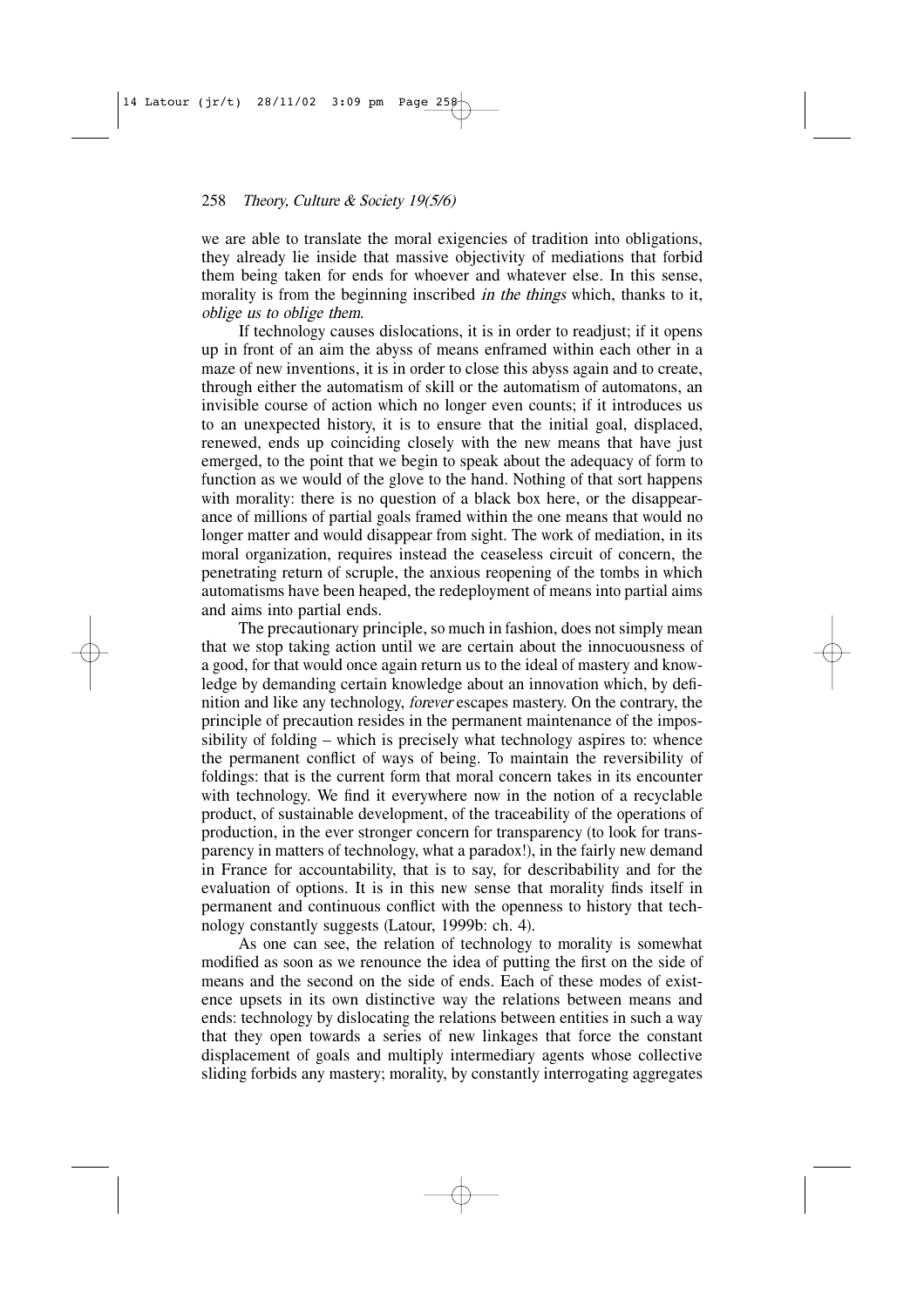we are able to translate the moral exigencies of tradition into obligations, they already lie inside that massive objectivity of mediations that forbid them being taken for ends for whoever and whatever else. In this sense, morality is from the beginning inscribed *in the things* which, thanks to it, *oblige us to oblige them*.

If technology causes dislocations, it is in order to readjust; if it opens up in front of an aim the abyss of means enframed within each other in a maze of new inventions, it is in order to close this abyss again and to create, through either the automatism of skill or the automatism of automatons, an invisible course of action which no longer even counts; if it introduces us to an unexpected history, it is to ensure that the initial goal, displaced, renewed, ends up coinciding closely with the new means that have just emerged, to the point that we begin to speak about the adequacy of form to function as we would of the glove to the hand. Nothing of that sort happens with morality: there is no question of a black box here, or the disappearance of millions of partial goals framed within the one means that would no longer matter and would disappear from sight. The work of mediation, in its moral organization, requires instead the ceaseless circuit of concern, the penetrating return of scruple, the anxious reopening of the tombs in which automatisms have been heaped, the redeployment of means into partial aims and aims into partial ends.

The precautionary principle, so much in fashion, does not simply mean that we stop taking action until we are certain about the innocuousness of a good, for that would once again return us to the ideal of mastery and knowledge by demanding certain knowledge about an innovation which, by definition and like any technology, *forever* escapes mastery. On the contrary, the principle of precaution resides in the permanent maintenance of the impossibility of folding – which is precisely what technology aspires to: whence the permanent conflict of ways of being. To maintain the reversibility of foldings: that is the current form that moral concern takes in its encounter with technology. We find it everywhere now in the notion of a recyclable product, of sustainable development, of the traceability of the operations of production, in the ever stronger concern for transparency (to look for transparency in matters of technology, what a paradox!), in the fairly new demand in France for accountability, that is to say, for describability and for the evaluation of options. It is in this new sense that morality finds itself in permanent and continuous conflict with the openness to history that technology constantly suggests (Latour, 1999b: ch. 4).

As one can see, the relation of technology to morality is somewhat modified as soon as we renounce the idea of putting the first on the side of means and the second on the side of ends. Each of these modes of existence upsets in its own distinctive way the relations between means and ends: technology by dislocating the relations between entities in such a way that they open towards a series of new linkages that force the constant displacement of goals and multiply intermediary agents whose collective sliding forbids any mastery; morality, by constantly interrogating aggregates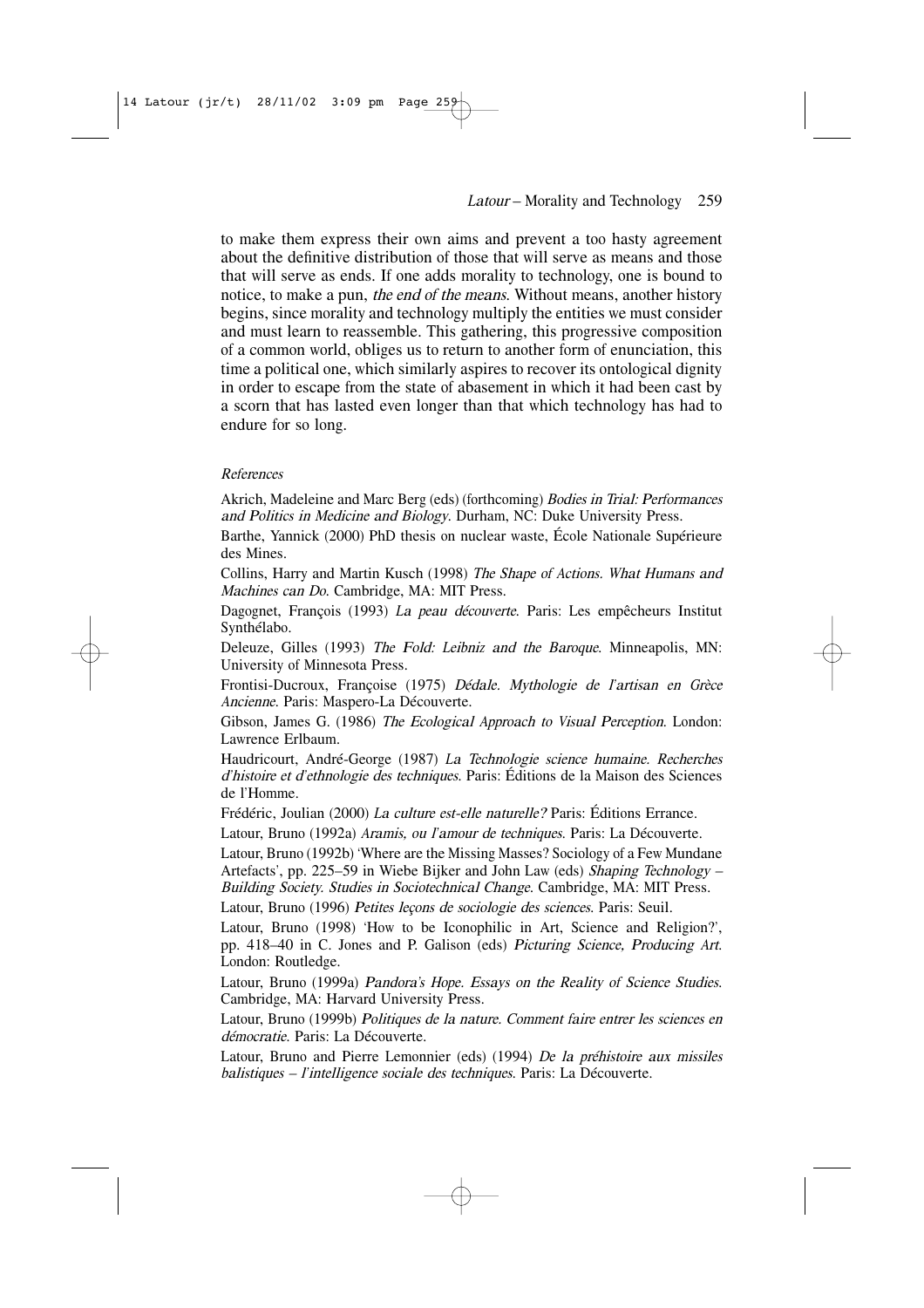to make them express their own aims and prevent a too hasty agreement about the definitive distribution of those that will serve as means and those that will serve as ends. If one adds morality to technology, one is bound to notice, to make a pun, *the end of the means*. Without means, another history begins, since morality and technology multiply the entities we must consider and must learn to reassemble. This gathering, this progressive composition of a common world, obliges us to return to another form of enunciation, this time a political one, which similarly aspires to recover its ontological dignity in order to escape from the state of abasement in which it had been cast by a scorn that has lasted even longer than that which technology has had to endure for so long.

### *References*

Akrich, Madeleine and Marc Berg (eds) (forthcoming) *Bodies in Trial: Performances and Politics in Medicine and Biology*. Durham, NC: Duke University Press.

Barthe, Yannick (2000) PhD thesis on nuclear waste, École Nationale Supérieure des Mines.

Collins, Harry and Martin Kusch (1998) *The Shape of Actions. What Humans and Machines can Do*. Cambridge, MA: MIT Press.

Dagognet, François (1993) *La peau découverte*. Paris: Les empêcheurs Institut Synthélabo.

Deleuze, Gilles (1993) *The Fold: Leibniz and the Baroque*. Minneapolis, MN: University of Minnesota Press.

Frontisi-Ducroux, Françoise (1975) *Dédale. Mythologie de l'artisan en Grèce Ancienne*. Paris: Maspero-La Découverte.

Gibson, James G. (1986) *The Ecological Approach to Visual Perception*. London: Lawrence Erlbaum.

Haudricourt, André-George (1987) *La Technologie science humaine. Recherches d'histoire et d'ethnologie des techniques*. Paris: Éditions de la Maison des Sciences de l'Homme.

Frédéric, Joulian (2000) *La culture est-elle naturelle?* Paris: Éditions Errance.

Latour, Bruno (1992a) *Aramis, ou l'amour de techniques*. Paris: La Découverte.

Latour, Bruno (1992b) 'Where are the Missing Masses? Sociology of a Few Mundane Artefacts', pp. 225–59 in Wiebe Bijker and John Law (eds) *Shaping Technology – Building Society. Studies in Sociotechnical Change*. Cambridge, MA: MIT Press.

Latour, Bruno (1996) *Petites leçons de sociologie des sciences*. Paris: Seuil.

Latour, Bruno (1998) 'How to be Iconophilic in Art, Science and Religion?', pp. 418–40 in C. Jones and P. Galison (eds) *Picturing Science, Producing Art*. London: Routledge.

Latour, Bruno (1999a) *Pandora's Hope. Essays on the Reality of Science Studies*. Cambridge, MA: Harvard University Press.

Latour, Bruno (1999b) *Politiques de la nature. Comment faire entrer les sciences en démocratie*. Paris: La Découverte.

Latour, Bruno and Pierre Lemonnier (eds) (1994) *De la préhistoire aux missiles balistiques – l'intelligence sociale des techniques*. Paris: La Découverte.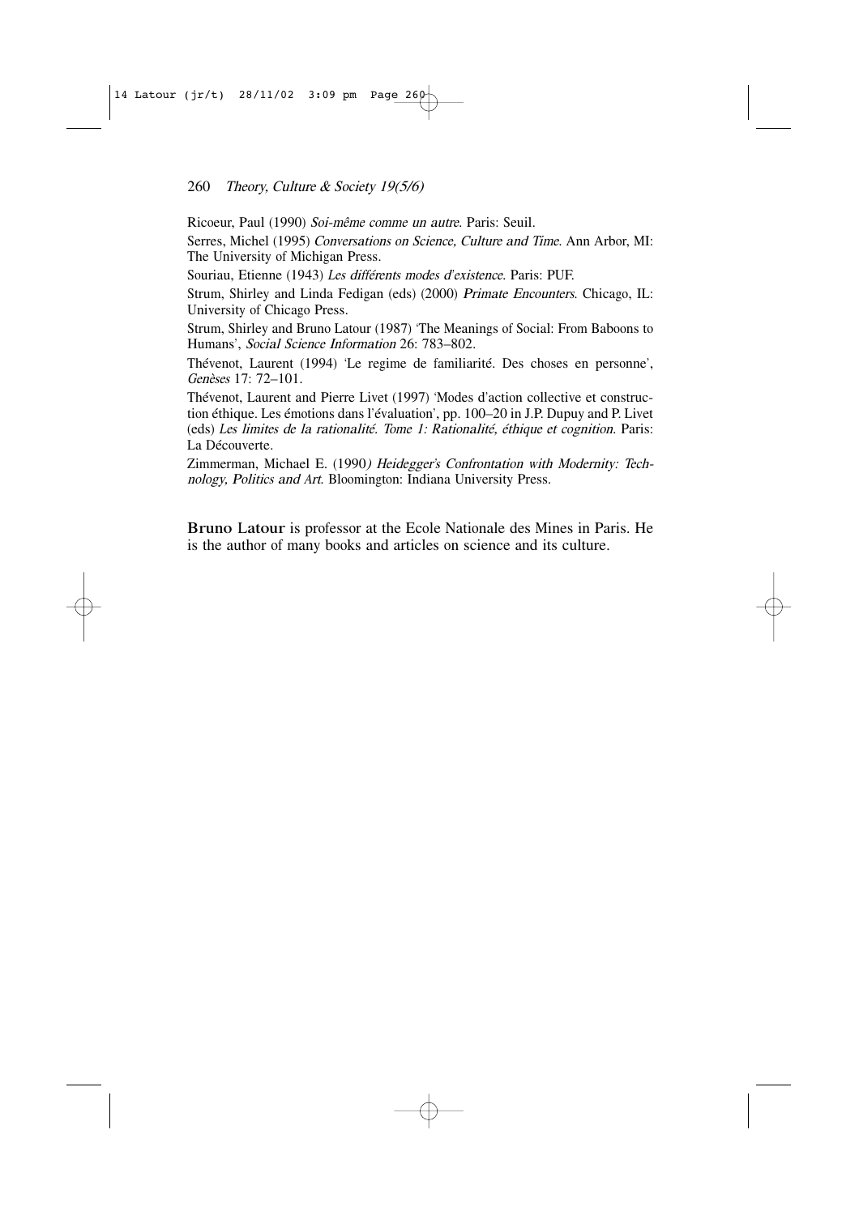Ricoeur, Paul (1990) *Soi-même comme un autre*. Paris: Seuil.

Serres, Michel (1995) *Conversations on Science, Culture and Time*. Ann Arbor, MI: The University of Michigan Press.

Souriau, Etienne (1943) *Les différents modes d'existence*. Paris: PUF.

Strum, Shirley and Linda Fedigan (eds) (2000) *Primate Encounters*. Chicago, IL: University of Chicago Press.

Strum, Shirley and Bruno Latour (1987) 'The Meanings of Social: From Baboons to Humans', *Social Science Information* 26: 783–802.

Thévenot, Laurent (1994) 'Le regime de familiarité. Des choses en personne', *Genèses* 17: 72–101.

Thévenot, Laurent and Pierre Livet (1997) 'Modes d'action collective et construction éthique. Les émotions dans l'évaluation', pp. 100–20 in J.P. Dupuy and P. Livet (eds) *Les limites de la rationalité. Tome 1: Rationalité, éthique et cognition*. Paris: La Découverte.

Zimmerman, Michael E. (1990) *Heidegger's Confrontation with Modernity: Technology, Politics and Art*. Bloomington: Indiana University Press.

**Bruno Latour** is professor at the Ecole Nationale des Mines in Paris. He is the author of many books and articles on science and its culture.